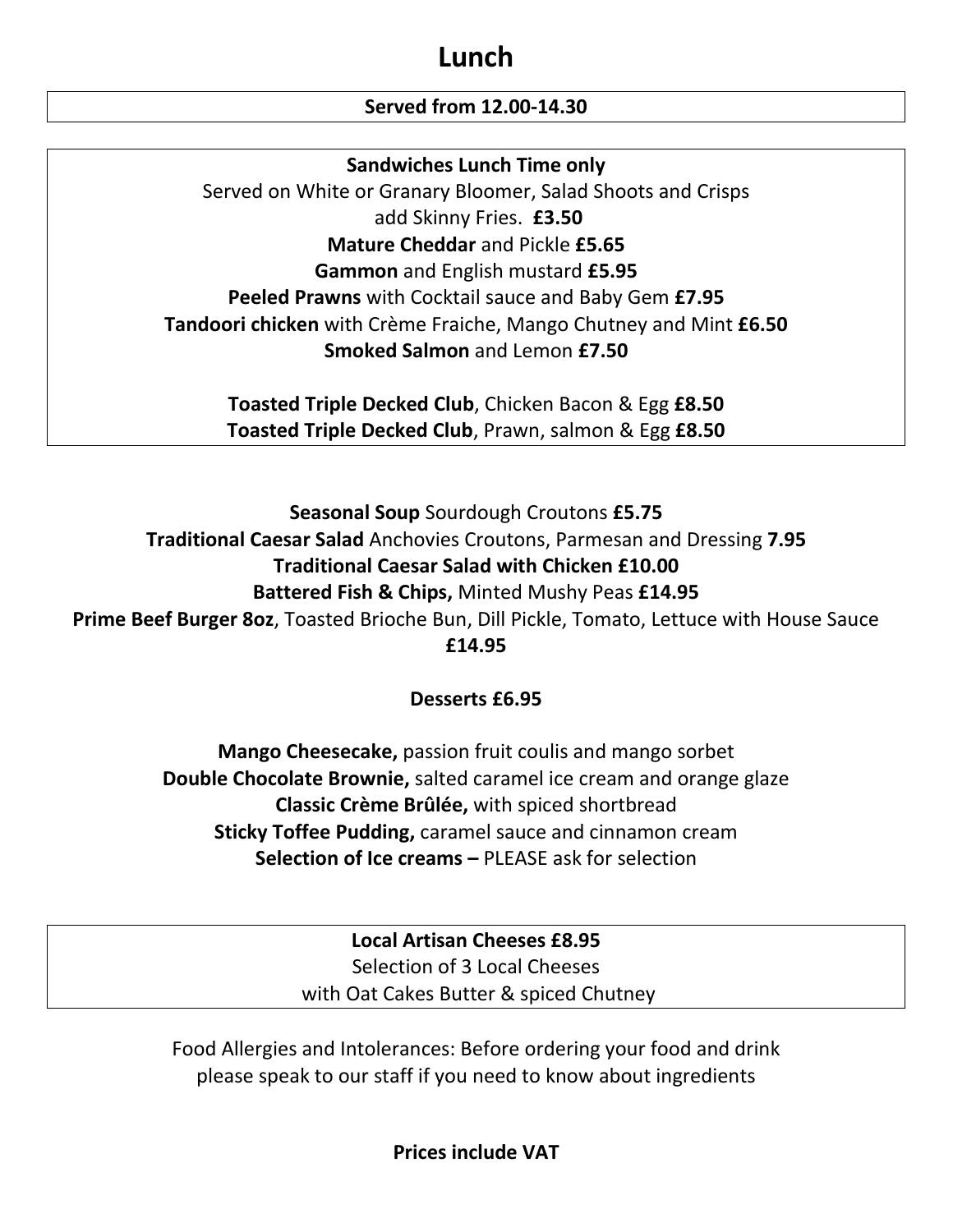# Lunch

**Served from 12.00-14.30**

**Sandwiches Lunch Time only**

Served on White or Granary Bloomer, Salad Shoots and Crisps

add Skinny Fries. **£3.50**

**Mature Cheddar** and Pickle **£5.65**

**Gammon** and English mustard **£5.95**

**Peeled Prawns** with Cocktail sauce and Baby Gem **£7.95**

**Tandoori chicken** with Crème Fraiche, Mango Chutney and Mint **£6.50**

**Smoked Salmon** and Lemon **£7.50**

**Toasted Triple Decked Club**, Chicken Bacon & Egg **£8.50**

**Toasted Triple Decked Club**, Prawn, salmon & Egg **£8.50**

**Seasonal Soup** Sourdough Croutons **£5.75**

**Traditional Caesar Salad** Anchovies Croutons, Parmesan and Dressing **7.95**

**Traditional Caesar Salad with Chicken £10.00**

**Battered Fish & Chips,** Minted Mushy Peas **£14.95**

**Prime Beef Burger 8oz**, Toasted Brioche Bun, Dill Pickle, Tomato, Lettuce with House Sauce **£14.95**

**Desserts £6.95**

**Mango Cheesecake,** passion fruit coulis and mango sorbet

**Double Chocolate Brownie,** salted caramel ice cream and orange glaze

**Classic Crème Brûlée,** with spiced shortbread

**Sticky Toffee Pudding,** caramel sauce and cinnamon cream

**Selection of Ice creams –** PLEASE ask for selection

**Local Artisan Cheeses £8.95**

Selection of 3 Local Cheeses

with Oat Cakes Butter & spiced Chutney

Food Allergies and Intolerances: Before ordering your food and drink please speak to our staff if you need to know about ingredients

**Prices include VAT**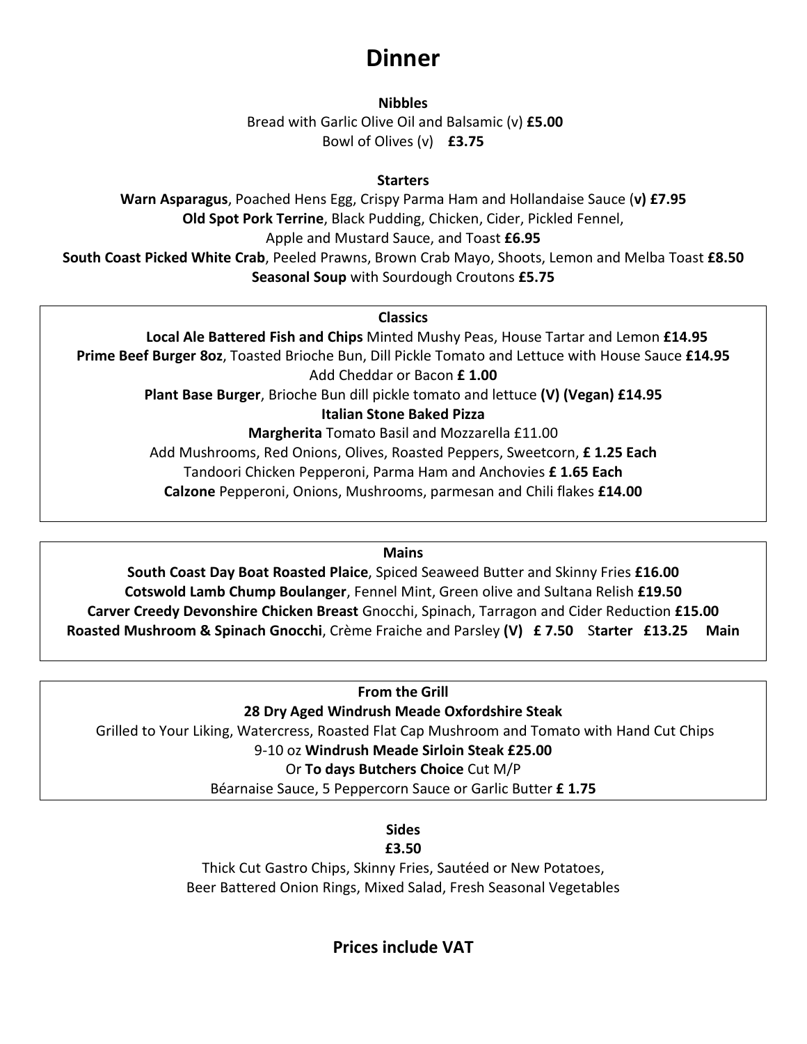# Dinner

**Nibbles**

Bread with Garlic Olive Oil and Balsamic (v) **£5.00**

Bowl of Olives (v) **£3.75**

**Starters**

**Warn Asparagus**, Poached Hens Egg, Crispy Parma Ham and Hollandaise Sauce (**v) £7.95**

**Old Spot Pork Terrine**, Black Pudding, Chicken, Cider, Pickled Fennel,

Apple and Mustard Sauce, and Toast **£6.95**

**South Coast Picked White Crab**, Peeled Prawns, Brown Crab Mayo, Shoots, Lemon and Melba Toast **£8.50**

**Seasonal Soup** with Sourdough Croutons **£5.75**

**Classics**

**Local Ale Battered Fish and Chips** Minted Mushy Peas, House Tartar and Lemon **£14.95**

**Prime Beef Burger 8oz**, Toasted Brioche Bun, Dill Pickle Tomato and Lettuce with House Sauce **£14.95**

Add Cheddar or Bacon **£ 1.00**

**Plant Base Burger**, Brioche Bun dill pickle tomato and lettuce **(V) (Vegan) £14.95**

**Italian Stone Baked Pizza**

**Margherita** Tomato Basil and Mozzarella £11.00

Add Mushrooms, Red Onions, Olives, Roasted Peppers, Sweetcorn, **£ 1.25 Each**

Tandoori Chicken Pepperoni, Parma Ham and Anchovies **£ 1.65 Each**

**Calzone** Pepperoni, Onions, Mushrooms, parmesan and Chili flakes **£14.00**

**Mains**

**South Coast Day Boat Roasted Plaice**, Spiced Seaweed Butter and Skinny Fries **£16.00**

**Cotswold Lamb Chump Boulanger**, Fennel Mint, Green olive and Sultana Relish **£19.50**

**Carver Creedy Devonshire Chicken Breast** Gnocchi, Spinach, Tarragon and Cider Reduction **£15.00**

**Roasted Mushroom & Spinach Gnocchi**, Crème Fraiche and Parsley **(V) £ 7.50** S**tarter £13.25 Main**

**From the Grill**

**28 Dry Aged Windrush Meade Oxfordshire Steak**

Grilled to Your Liking, Watercress, Roasted Flat Cap Mushroom and Tomato with Hand Cut Chips

9-10 oz **Windrush Meade Sirloin Steak £25.00**

Or **To days Butchers Choice** Cut M/P

Béarnaise Sauce, 5 Peppercorn Sauce or Garlic Butter **£ 1.75**

**Sides**

**£3.50**

Thick Cut Gastro Chips, Skinny Fries, Sautéed or New Potatoes,

Beer Battered Onion Rings, Mixed Salad, Fresh Seasonal Vegetables

**Prices include VAT**